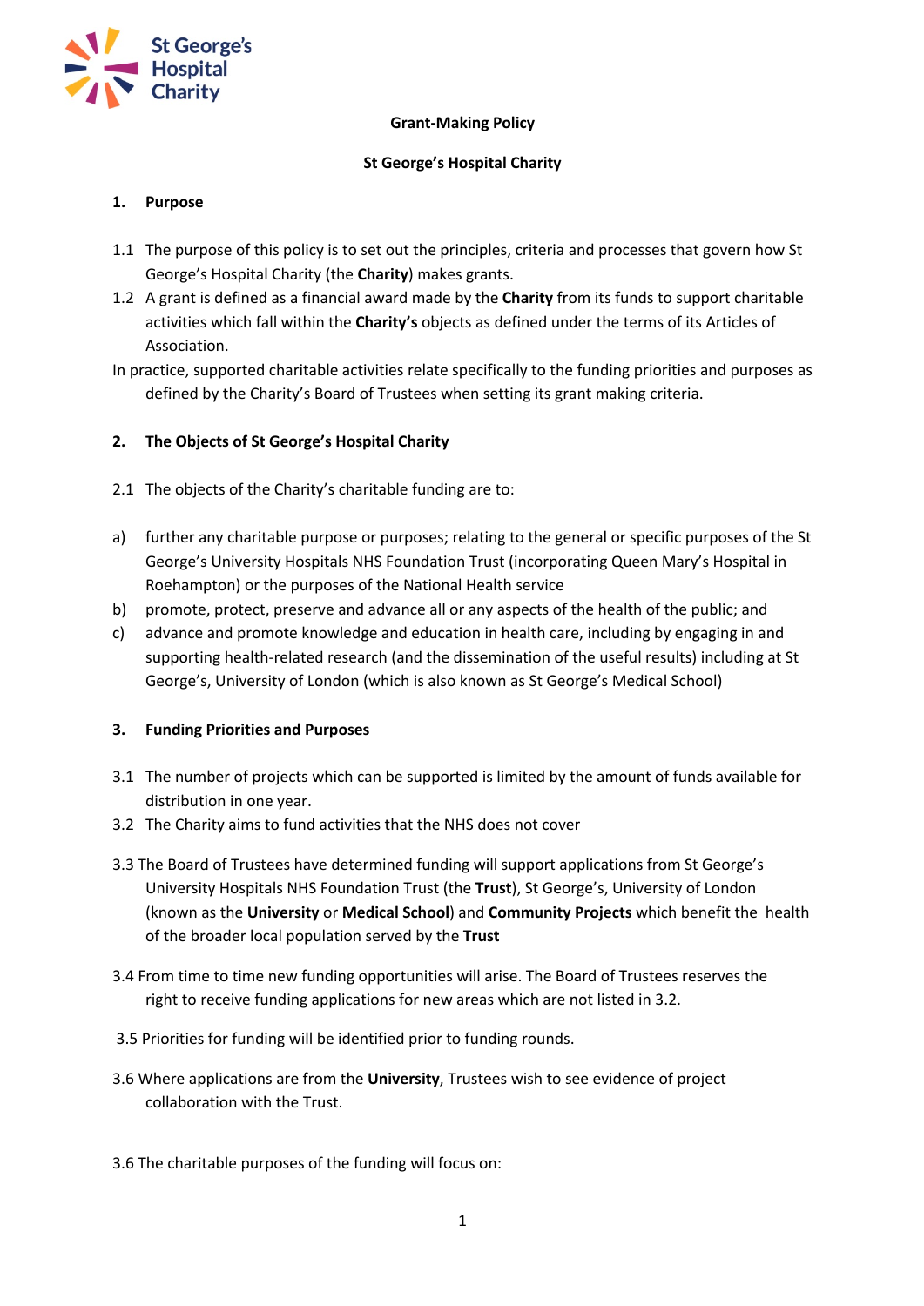St George's Hospital Charity

**Grant-Making Policy**

**St George's Hospital Charity**

## 1. Purpose

1.1 The purpose of this policy is to set out the principles, criteria and processes that govern how St George's Hospital Charity (the **Charity**) makes grants.

1.2 A grant is defined as a financial award made by the **Charity** from its funds to support charitable activities which fall within the **Charity's** objects as defined under the terms of its Articles of Association.

In practice, supported charitable activities relate specifically to the funding priorities and purposes as defined by the Charity's Board of Trustees when setting its grant making criteria.

## 2. The Objects of St George's Hospital Charity

2.1 The objects of the Charity's charitable funding are to:

a) further any charitable purpose or purposes; relating to the general or specific purposes of the St George's University Hospitals NHS Foundation Trust (incorporating Queen Mary's Hospital in Roehampton) or the purposes of the National Health service

b) promote, protect, preserve and advance all or any aspects of the health of the public; and

c) advance and promote knowledge and education in health care, including by engaging in and supporting health-related research (and the dissemination of the useful results) including at St George's, University of London (which is also known as St George's Medical School)

## 3. Funding Priorities and Purposes

3.1 The number of projects which can be supported is limited by the amount of funds available for distribution in one year.

3.2 The Charity aims to fund activities that the NHS does not cover

3.3 The Board of Trustees have determined funding will support applications from St George's University Hospitals NHS Foundation Trust (the **Trust**), St George's, University of London (known as the **University** or **Medical School**) and **Community Projects** which benefit the health of the broader local population served by the **Trust**

3.4 From time to time new funding opportunities will arise. The Board of Trustees reserves the right to receive funding applications for new areas which are not listed in 3.2.

3.5 Priorities for funding will be identified prior to funding rounds.

3.6 Where applications are from the **University**, Trustees wish to see evidence of project collaboration with the Trust.

3.6 The charitable purposes of the funding will focus on: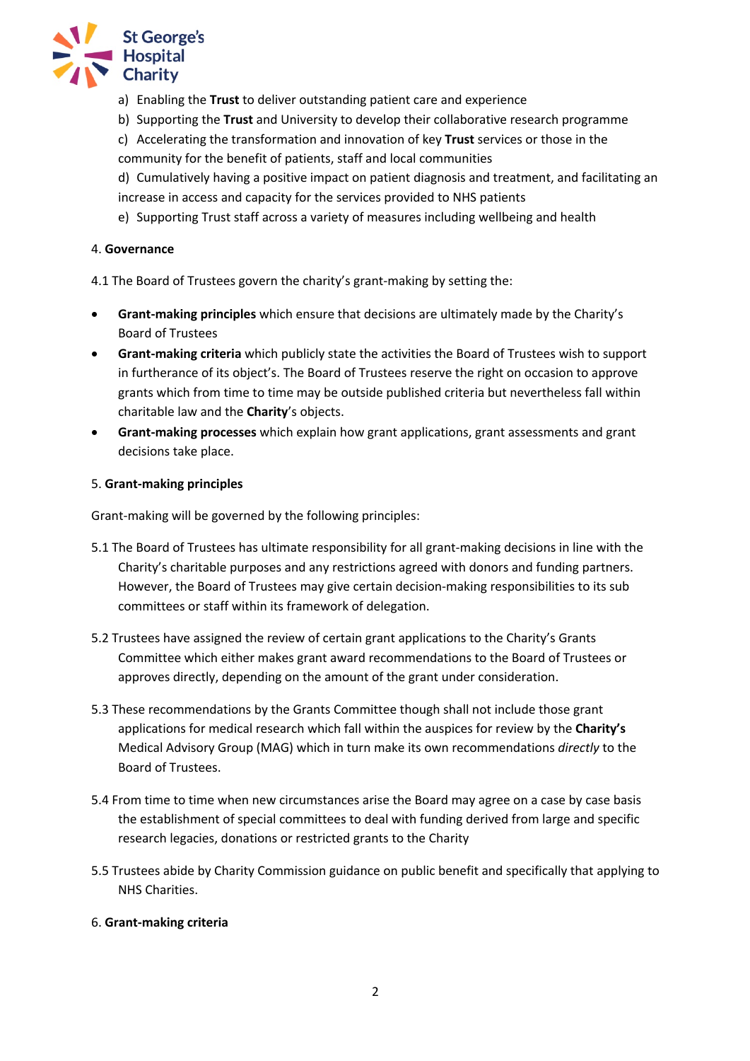a) Enabling the **Trust** to deliver outstanding patient care and experience

b) Supporting the **Trust** and University to develop their collaborative research programme

c) Accelerating the transformation and innovation of key **Trust** services or those in the community for the benefit of patients, staff and local communities

d) Cumulatively having a positive impact on patient diagnosis and treatment, and facilitating an increase in access and capacity for the services provided to NHS patients

e) Supporting Trust staff across a variety of measures including wellbeing and health

4. **Governance**

4.1 The Board of Trustees govern the charity's grant-making by setting the:

- **Grant-making principles** which ensure that decisions are ultimately made by the Charity's Board of Trustees
- **Grant-making criteria** which publicly state the activities the Board of Trustees wish to support in furtherance of its object's. The Board of Trustees reserve the right on occasion to approve grants which from time to time may be outside published criteria but nevertheless fall within charitable law and the **Charity**'s objects.
- **Grant-making processes** which explain how grant applications, grant assessments and grant decisions take place.

5. **Grant-making principles**

Grant-making will be governed by the following principles:

5.1 The Board of Trustees has ultimate responsibility for all grant-making decisions in line with the Charity's charitable purposes and any restrictions agreed with donors and funding partners. However, the Board of Trustees may give certain decision-making responsibilities to its sub committees or staff within its framework of delegation.

5.2 Trustees have assigned the review of certain grant applications to the Charity's Grants Committee which either makes grant award recommendations to the Board of Trustees or approves directly, depending on the amount of the grant under consideration.

5.3 These recommendations by the Grants Committee though shall not include those grant applications for medical research which fall within the auspices for review by the **Charity's** Medical Advisory Group (MAG) which in turn make its own recommendations *directly* to the Board of Trustees.

5.4 From time to time when new circumstances arise the Board may agree on a case by case basis the establishment of special committees to deal with funding derived from large and specific research legacies, donations or restricted grants to the Charity

5.5 Trustees abide by Charity Commission guidance on public benefit and specifically that applying to NHS Charities.

6. **Grant-making criteria**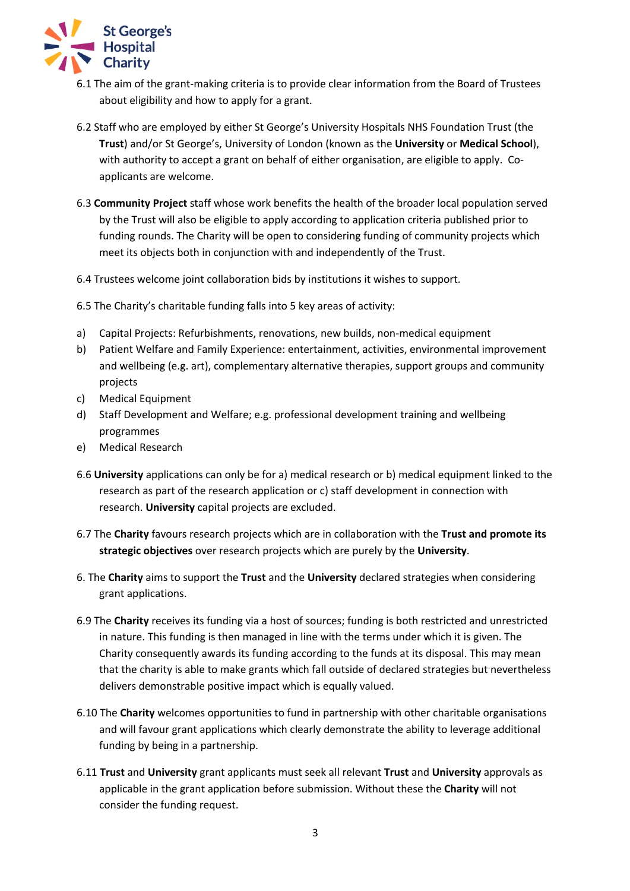6.1 The aim of the grant-making criteria is to provide clear information from the Board of Trustees about eligibility and how to apply for a grant.

6.2 Staff who are employed by either St George's University Hospitals NHS Foundation Trust (the **Trust**) and/or St George's, University of London (known as the **University** or **Medical School**), with authority to accept a grant on behalf of either organisation, are eligible to apply. Co-applicants are welcome.

6.3 **Community Project** staff whose work benefits the health of the broader local population served by the Trust will also be eligible to apply according to application criteria published prior to funding rounds. The Charity will be open to considering funding of community projects which meet its objects both in conjunction with and independently of the Trust.

6.4 Trustees welcome joint collaboration bids by institutions it wishes to support.

6.5 The Charity's charitable funding falls into 5 key areas of activity:

a) Capital Projects: Refurbishments, renovations, new builds, non-medical equipment
b) Patient Welfare and Family Experience: entertainment, activities, environmental improvement and wellbeing (e.g. art), complementary alternative therapies, support groups and community projects
c) Medical Equipment
d) Staff Development and Welfare; e.g. professional development training and wellbeing programmes
e) Medical Research

6.6 **University** applications can only be for a) medical research or b) medical equipment linked to the research as part of the research application or c) staff development in connection with research. **University** capital projects are excluded.

6.7 The **Charity** favours research projects which are in collaboration with the **Trust and promote its strategic objectives** over research projects which are purely by the **University**.

6. The **Charity** aims to support the **Trust** and the **University** declared strategies when considering grant applications.

6.9 The **Charity** receives its funding via a host of sources; funding is both restricted and unrestricted in nature. This funding is then managed in line with the terms under which it is given. The Charity consequently awards its funding according to the funds at its disposal. This may mean that the charity is able to make grants which fall outside of declared strategies but nevertheless delivers demonstrable positive impact which is equally valued.

6.10 The **Charity** welcomes opportunities to fund in partnership with other charitable organisations and will favour grant applications which clearly demonstrate the ability to leverage additional funding by being in a partnership.

6.11 **Trust** and **University** grant applicants must seek all relevant **Trust** and **University** approvals as applicable in the grant application before submission. Without these the **Charity** will not consider the funding request.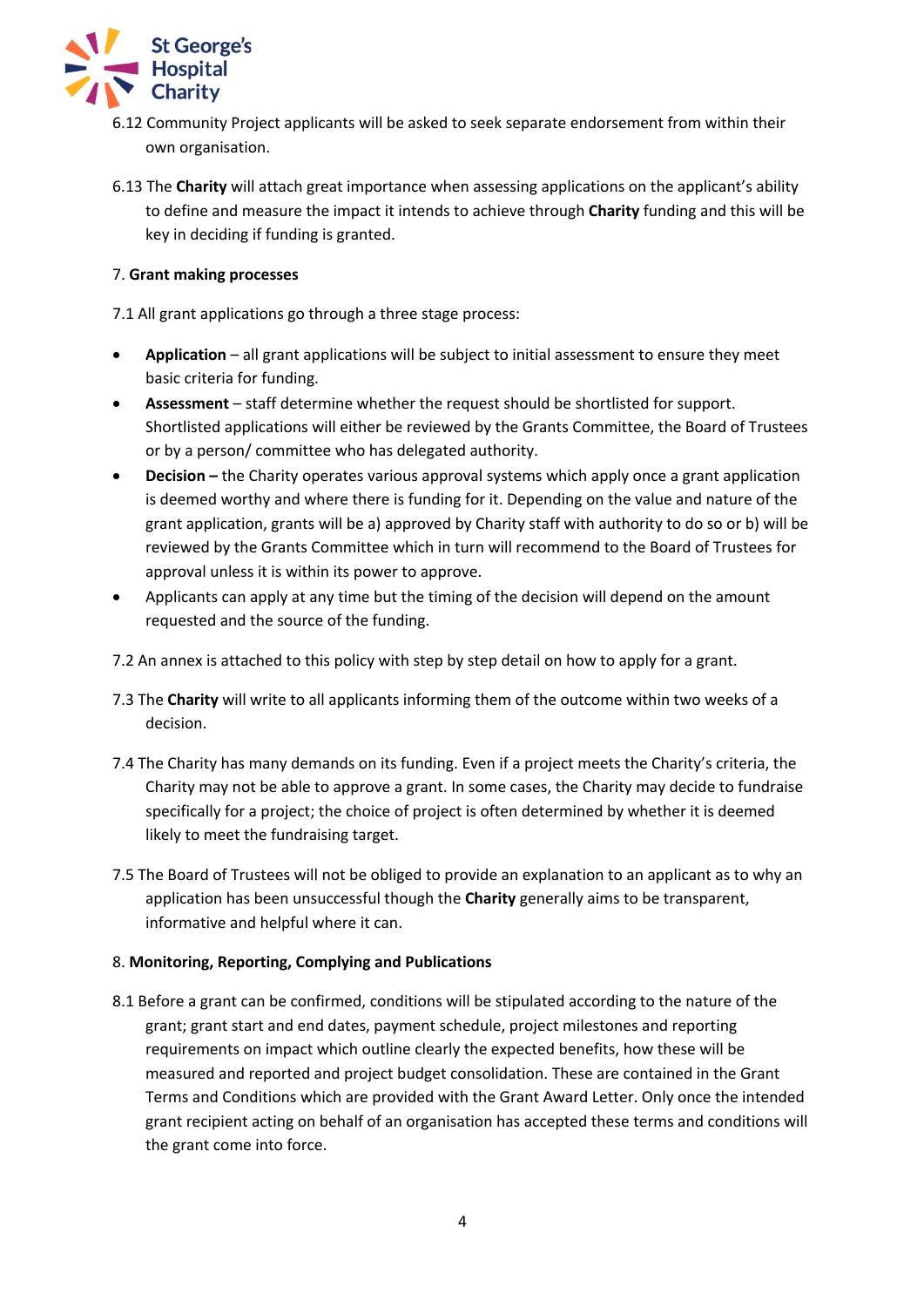6.12 Community Project applicants will be asked to seek separate endorsement from within their own organisation.

6.13 The **Charity** will attach great importance when assessing applications on the applicant's ability to define and measure the impact it intends to achieve through **Charity** funding and this will be key in deciding if funding is granted.

7. **Grant making processes**

7.1 All grant applications go through a three stage process:

- **Application** – all grant applications will be subject to initial assessment to ensure they meet basic criteria for funding.
- **Assessment** – staff determine whether the request should be shortlisted for support. Shortlisted applications will either be reviewed by the Grants Committee, the Board of Trustees or by a person/ committee who has delegated authority.
- **Decision –** the Charity operates various approval systems which apply once a grant application is deemed worthy and where there is funding for it. Depending on the value and nature of the grant application, grants will be a) approved by Charity staff with authority to do so or b) will be reviewed by the Grants Committee which in turn will recommend to the Board of Trustees for approval unless it is within its power to approve.
- Applicants can apply at any time but the timing of the decision will depend on the amount requested and the source of the funding.

7.2 An annex is attached to this policy with step by step detail on how to apply for a grant.

7.3 The **Charity** will write to all applicants informing them of the outcome within two weeks of a decision.

7.4 The Charity has many demands on its funding. Even if a project meets the Charity's criteria, the Charity may not be able to approve a grant. In some cases, the Charity may decide to fundraise specifically for a project; the choice of project is often determined by whether it is deemed likely to meet the fundraising target.

7.5 The Board of Trustees will not be obliged to provide an explanation to an applicant as to why an application has been unsuccessful though the **Charity** generally aims to be transparent, informative and helpful where it can.

8. **Monitoring, Reporting, Complying and Publications**

8.1 Before a grant can be confirmed, conditions will be stipulated according to the nature of the grant; grant start and end dates, payment schedule, project milestones and reporting requirements on impact which outline clearly the expected benefits, how these will be measured and reported and project budget consolidation. These are contained in the Grant Terms and Conditions which are provided with the Grant Award Letter. Only once the intended grant recipient acting on behalf of an organisation has accepted these terms and conditions will the grant come into force.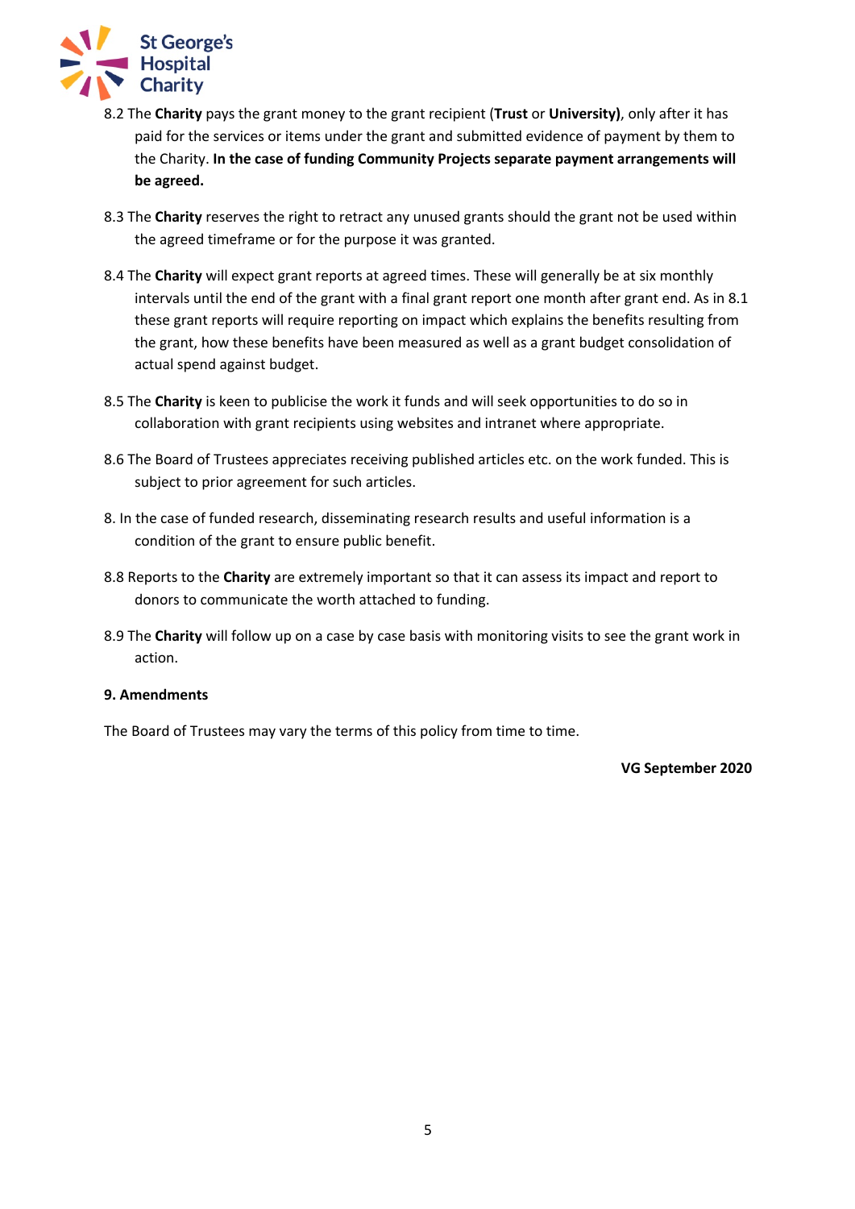8.2 The **Charity** pays the grant money to the grant recipient (**Trust** or **University)**, only after it has paid for the services or items under the grant and submitted evidence of payment by them to the Charity. **In the case of funding Community Projects separate payment arrangements will be agreed.**

8.3 The **Charity** reserves the right to retract any unused grants should the grant not be used within the agreed timeframe or for the purpose it was granted.

8.4 The **Charity** will expect grant reports at agreed times. These will generally be at six monthly intervals until the end of the grant with a final grant report one month after grant end. As in 8.1 these grant reports will require reporting on impact which explains the benefits resulting from the grant, how these benefits have been measured as well as a grant budget consolidation of actual spend against budget.

8.5 The **Charity** is keen to publicise the work it funds and will seek opportunities to do so in collaboration with grant recipients using websites and intranet where appropriate.

8.6 The Board of Trustees appreciates receiving published articles etc. on the work funded. This is subject to prior agreement for such articles.

8. In the case of funded research, disseminating research results and useful information is a condition of the grant to ensure public benefit.

8.8 Reports to the **Charity** are extremely important so that it can assess its impact and report to donors to communicate the worth attached to funding.

8.9 The **Charity** will follow up on a case by case basis with monitoring visits to see the grant work in action.

**9. Amendments**

The Board of Trustees may vary the terms of this policy from time to time.

**VG September 2020**